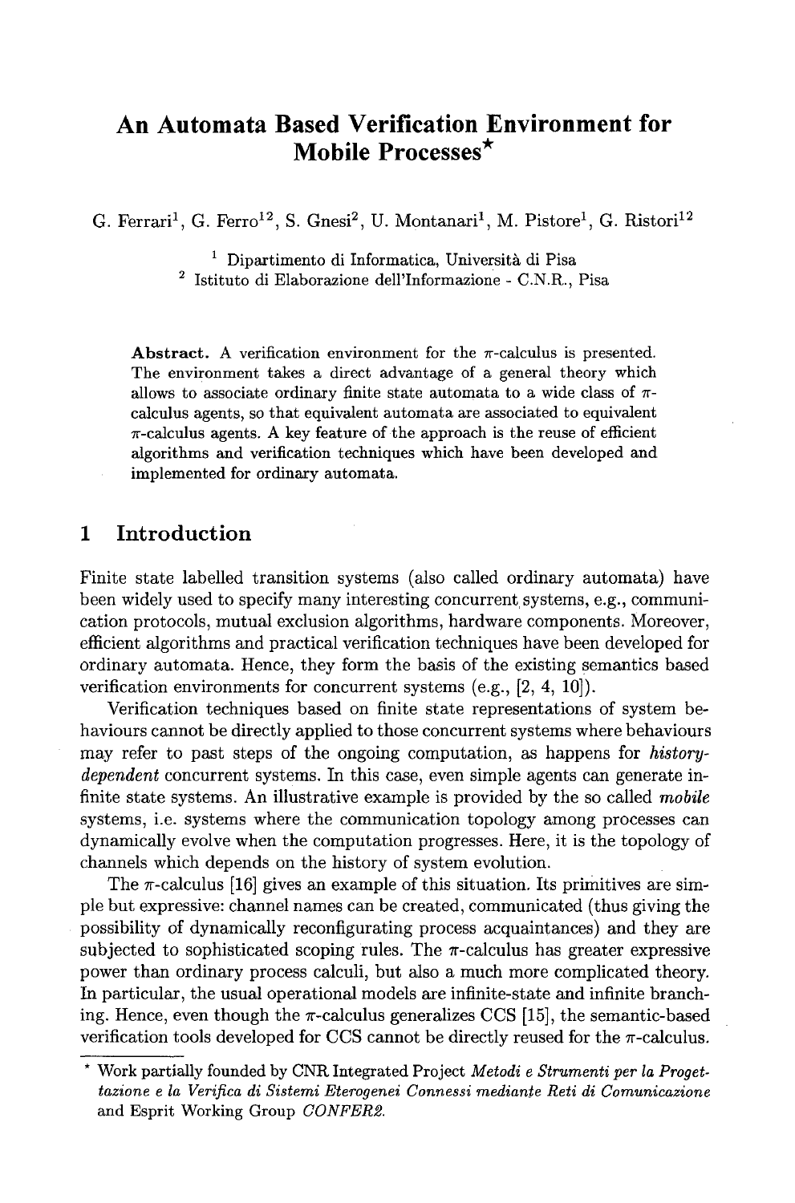# An Automata Based Verification Environment for Mobile Processes*

G. Ferrari[1], G. Ferro[12], S. Gnesi[2], U. Montanari[1], M. Pistore[1], G. Ristori[12]

[1] Dipartimento di Informatica, Università di Pisa
[2] Istituto di Elaborazione dell'Informazione - C.N.R., Pisa

**Abstract.** A verification environment for the $\pi$-calculus is presented. The environment takes a direct advantage of a general theory which allows to associate ordinary finite state automata to a wide class of $\pi$-calculus agents, so that equivalent automata are associated to equivalent $\pi$-calculus agents. A key feature of the approach is the reuse of efficient algorithms and verification techniques which have been developed and implemented for ordinary automata.

## 1 Introduction

Finite state labelled transition systems (also called ordinary automata) have been widely used to specify many interesting concurrent systems, e.g., communication protocols, mutual exclusion algorithms, hardware components. Moreover, efficient algorithms and practical verification techniques have been developed for ordinary automata. Hence, they form the basis of the existing semantics based verification environments for concurrent systems (e.g., [2, 4, 10]).

Verification techniques based on finite state representations of system behaviours cannot be directly applied to those concurrent systems where behaviours may refer to past steps of the ongoing computation, as happens for *history-dependent* concurrent systems. In this case, even simple agents can generate infinite state systems. An illustrative example is provided by the so called *mobile* systems, i.e. systems where the communication topology among processes can dynamically evolve when the computation progresses. Here, it is the topology of channels which depends on the history of system evolution.

The $\pi$-calculus [16] gives an example of this situation. Its primitives are simple but expressive: channel names can be created, communicated (thus giving the possibility of dynamically reconfigurating process acquaintances) and they are subjected to sophisticated scoping rules. The $\pi$-calculus has greater expressive power than ordinary process calculi, but also a much more complicated theory. In particular, the usual operational models are infinite-state and infinite branching. Hence, even though the $\pi$-calculus generalizes CCS [15], the semantic-based verification tools developed for CCS cannot be directly reused for the $\pi$-calculus.

* Work partially founded by CNR Integrated Project *Metodi e Strumenti per la Progettazione e la Verifica di Sistemi Eterogenei Connessi mediante Reti di Comunicazione* and Esprit Working Group *CONFER2*.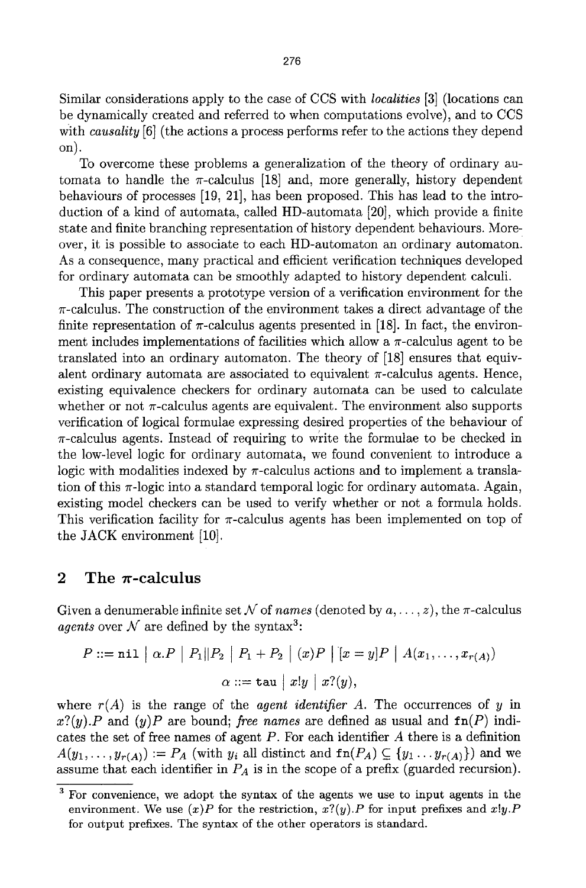Similar considerations apply to the case of CCS with *localities* [3] (locations can be dynamically created and referred to when computations evolve), and to CCS with *causality* [6] (the actions a process performs refer to the actions they depend on).

To overcome these problems a generalization of the theory of ordinary automata to handle the $\pi$-calculus [18] and, more generally, history dependent behaviours of processes [19, 21], has been proposed. This has lead to the introduction of a kind of automata, called HD-automata [20], which provide a finite state and finite branching representation of history dependent behaviours. Moreover, it is possible to associate to each HD-automaton an ordinary automaton. As a consequence, many practical and efficient verification techniques developed for ordinary automata can be smoothly adapted to history dependent calculi.

This paper presents a prototype version of a verification environment for the $\pi$-calculus. The construction of the environment takes a direct advantage of the finite representation of $\pi$-calculus agents presented in [18]. In fact, the environment includes implementations of facilities which allow a $\pi$-calculus agent to be translated into an ordinary automaton. The theory of [18] ensures that equivalent ordinary automata are associated to equivalent $\pi$-calculus agents. Hence, existing equivalence checkers for ordinary automata can be used to calculate whether or not $\pi$-calculus agents are equivalent. The environment also supports verification of logical formulae expressing desired properties of the behaviour of $\pi$-calculus agents. Instead of requiring to write the formulae to be checked in the low-level logic for ordinary automata, we found convenient to introduce a logic with modalities indexed by $\pi$-calculus actions and to implement a translation of this $\pi$-logic into a standard temporal logic for ordinary automata. Again, existing model checkers can be used to verify whether or not a formula holds. This verification facility for $\pi$-calculus agents has been implemented on top of the JACK environment [10].

## 2 The $\pi$-calculus

Given a denumerable infinite set $\mathcal{N}$ of *names* (denoted by $a, \ldots, z$), the $\pi$-calculus *agents* over $\mathcal{N}$ are defined by the syntax[3]:

$$P ::= \texttt{nil} \mid \alpha.P \mid P_1 \| P_2 \mid P_1 + P_2 \mid (x)P \mid [x = y]P \mid A(x_1, \ldots, x_{r(A)})$$

$$\alpha ::= \texttt{tau} \mid x!y \mid x?(y),$$

where $r(A)$ is the range of the *agent identifier* $A$. The occurrences of $y$ in $x?(y).P$ and $(y)P$ are bound; *free names* are defined as usual and $\texttt{fn}(P)$ indicates the set of free names of agent $P$. For each identifier $A$ there is a definition $A(y_1, \ldots, y_{r(A)}) := P_A$ (with $y_i$ all distinct and $\texttt{fn}(P_A) \subseteq \{y_1 \ldots y_{r(A)}\}$) and we assume that each identifier in $P_A$ is in the scope of a prefix (guarded recursion).

[3] For convenience, we adopt the syntax of the agents we use to input agents in the environment. We use $(x)P$ for the restriction, $x?(y).P$ for input prefixes and $x!y.P$ for output prefixes. The syntax of the other operators is standard.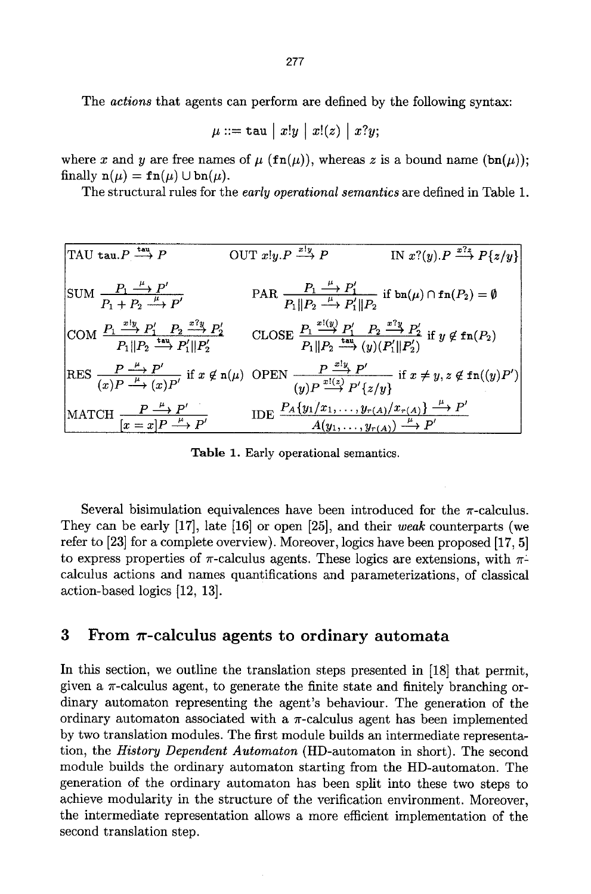The *actions* that agents can perform are defined by the following syntax:

$$\mu ::= \texttt{tau} \mid x!y \mid x!(z) \mid x?y;$$

where $x$ and $y$ are free names of $\mu$ ($\texttt{fn}(\mu)$), whereas $z$ is a bound name ($\texttt{bn}(\mu)$); finally $\texttt{n}(\mu) = \texttt{fn}(\mu) \cup \texttt{bn}(\mu)$.

The structural rules for the *early operational semantics* are defined in Table 1.

| | | |
|---|---|---|
| TAU $\texttt{tau}.P \xrightarrow{\texttt{tau}} P$ | OUT $x!y.P \xrightarrow{x!y} P$ | IN $x?(y).P \xrightarrow{x?z} P\{z/y\}$ |
| SUM $\dfrac{P_1 \xrightarrow{\mu} P'}{P_1 + P_2 \xrightarrow{\mu} P'}$ | PAR $\dfrac{P_1 \xrightarrow{\mu} P_1'}{P_1 \| P_2 \xrightarrow{\mu} P_1' \| P_2}$ if $\texttt{bn}(\mu) \cap \texttt{fn}(P_2) = \emptyset$ | |
| COM $\dfrac{P_1 \xrightarrow{x!y} P_1' \quad P_2 \xrightarrow{x?y} P_2'}{P_1 \| P_2 \xrightarrow{\texttt{tau}} P_1' \| P_2'}$ | CLOSE $\dfrac{P_1 \xrightarrow{x!(y)} P_1' \quad P_2 \xrightarrow{x?y} P_2'}{P_1 \| P_2 \xrightarrow{\texttt{tau}} (y)(P_1' \| P_2')}$ if $y \notin \texttt{fn}(P_2)$ | |
| RES $\dfrac{P \xrightarrow{\mu} P'}{(x)P \xrightarrow{\mu} (x)P'}$ if $x \notin \texttt{n}(\mu)$ | OPEN $\dfrac{P \xrightarrow{x!y} P'}{(y)P \xrightarrow{x!(z)} P'\{z/y\}}$ if $x \neq y, z \notin \texttt{fn}((y)P')$ | |
| MATCH $\dfrac{P \xrightarrow{\mu} P'}{[x = x]P \xrightarrow{\mu} P'}$ | IDE $\dfrac{P_A\{y_1/x_1, \ldots, y_{r(A)}/x_{r(A)}\} \xrightarrow{\mu} P'}{A(y_1, \ldots, y_{r(A)}) \xrightarrow{\mu} P'}$ | |

**Table 1.** Early operational semantics.

Several bisimulation equivalences have been introduced for the $\pi$-calculus. They can be early [17], late [16] or open [25], and their *weak* counterparts (we refer to [23] for a complete overview). Moreover, logics have been proposed [17, 5] to express properties of $\pi$-calculus agents. These logics are extensions, with $\pi$-calculus actions and names quantifications and parameterizations, of classical action-based logics [12, 13].

## 3 From $\pi$-calculus agents to ordinary automata

In this section, we outline the translation steps presented in [18] that permit, given a $\pi$-calculus agent, to generate the finite state and finitely branching ordinary automaton representing the agent's behaviour. The generation of the ordinary automaton associated with a $\pi$-calculus agent has been implemented by two translation modules. The first module builds an intermediate representation, the *History Dependent Automaton* (HD-automaton in short). The second module builds the ordinary automaton starting from the HD-automaton. The generation of the ordinary automaton has been split into these two steps to achieve modularity in the structure of the verification environment. Moreover, the intermediate representation allows a more efficient implementation of the second translation step.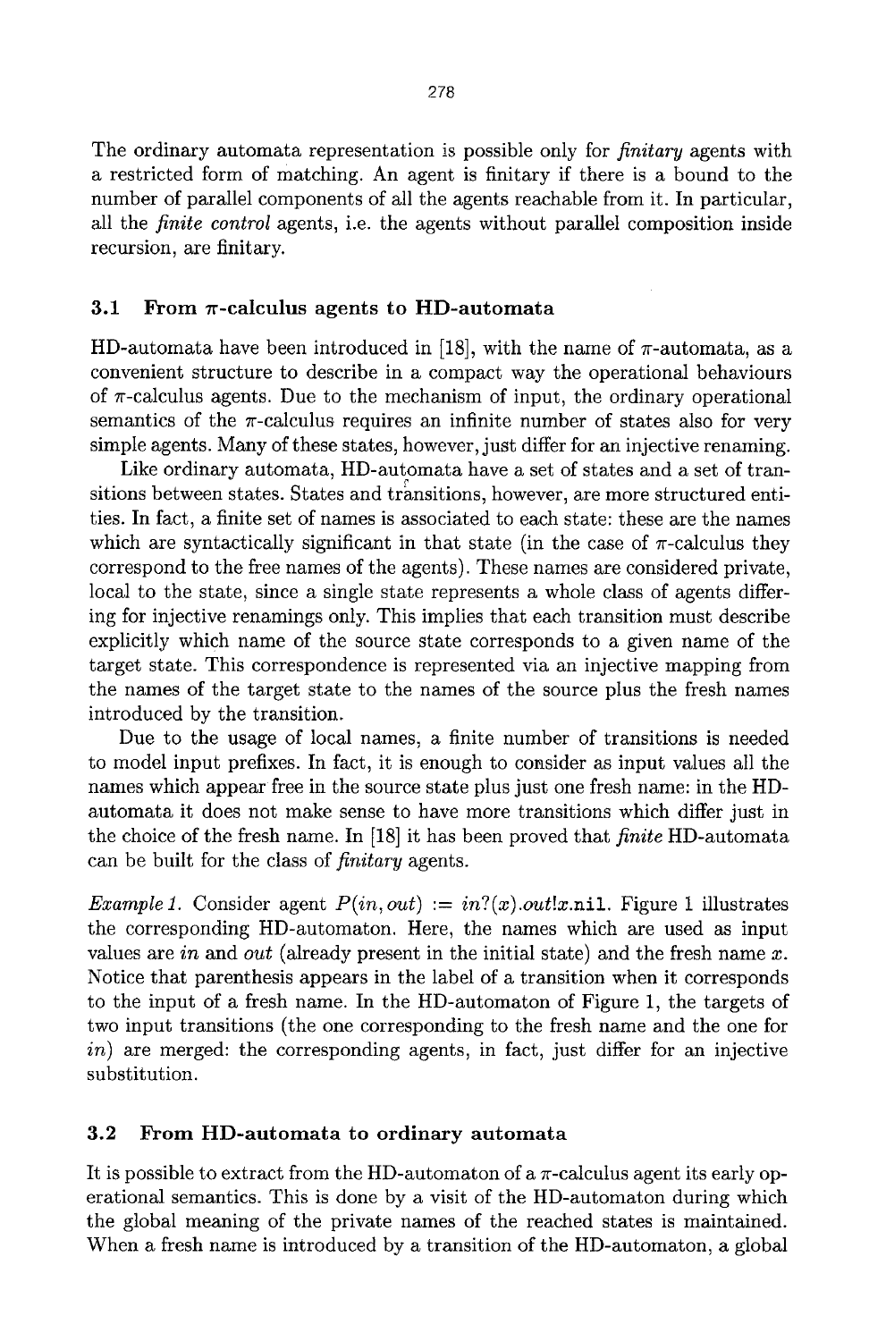The ordinary automata representation is possible only for *finitary* agents with a restricted form of matching. An agent is finitary if there is a bound to the number of parallel components of all the agents reachable from it. In particular, all the *finite control* agents, i.e. the agents without parallel composition inside recursion, are finitary.

### 3.1 From $\pi$-calculus agents to HD-automata

HD-automata have been introduced in [18], with the name of $\pi$-automata, as a convenient structure to describe in a compact way the operational behaviours of $\pi$-calculus agents. Due to the mechanism of input, the ordinary operational semantics of the $\pi$-calculus requires an infinite number of states also for very simple agents. Many of these states, however, just differ for an injective renaming.

Like ordinary automata, HD-automata have a set of states and a set of transitions between states. States and transitions, however, are more structured entities. In fact, a finite set of names is associated to each state: these are the names which are syntactically significant in that state (in the case of $\pi$-calculus they correspond to the free names of the agents). These names are considered private, local to the state, since a single state represents a whole class of agents differing for injective renamings only. This implies that each transition must describe explicitly which name of the source state corresponds to a given name of the target state. This correspondence is represented via an injective mapping from the names of the target state to the names of the source plus the fresh names introduced by the transition.

Due to the usage of local names, a finite number of transitions is needed to model input prefixes. In fact, it is enough to consider as input values all the names which appear free in the source state plus just one fresh name: in the HD-automata it does not make sense to have more transitions which differ just in the choice of the fresh name. In [18] it has been proved that *finite* HD-automata can be built for the class of *finitary* agents.

*Example 1.* Consider agent $P(in, out) := in?(x).out!x.\texttt{nil}$. Figure 1 illustrates the corresponding HD-automaton. Here, the names which are used as input values are *in* and *out* (already present in the initial state) and the fresh name $x$. Notice that parenthesis appears in the label of a transition when it corresponds to the input of a fresh name. In the HD-automaton of Figure 1, the targets of two input transitions (the one corresponding to the fresh name and the one for *in*) are merged: the corresponding agents, in fact, just differ for an injective substitution.

### 3.2 From HD-automata to ordinary automata

It is possible to extract from the HD-automaton of a $\pi$-calculus agent its early operational semantics. This is done by a visit of the HD-automaton during which the global meaning of the private names of the reached states is maintained. When a fresh name is introduced by a transition of the HD-automaton, a global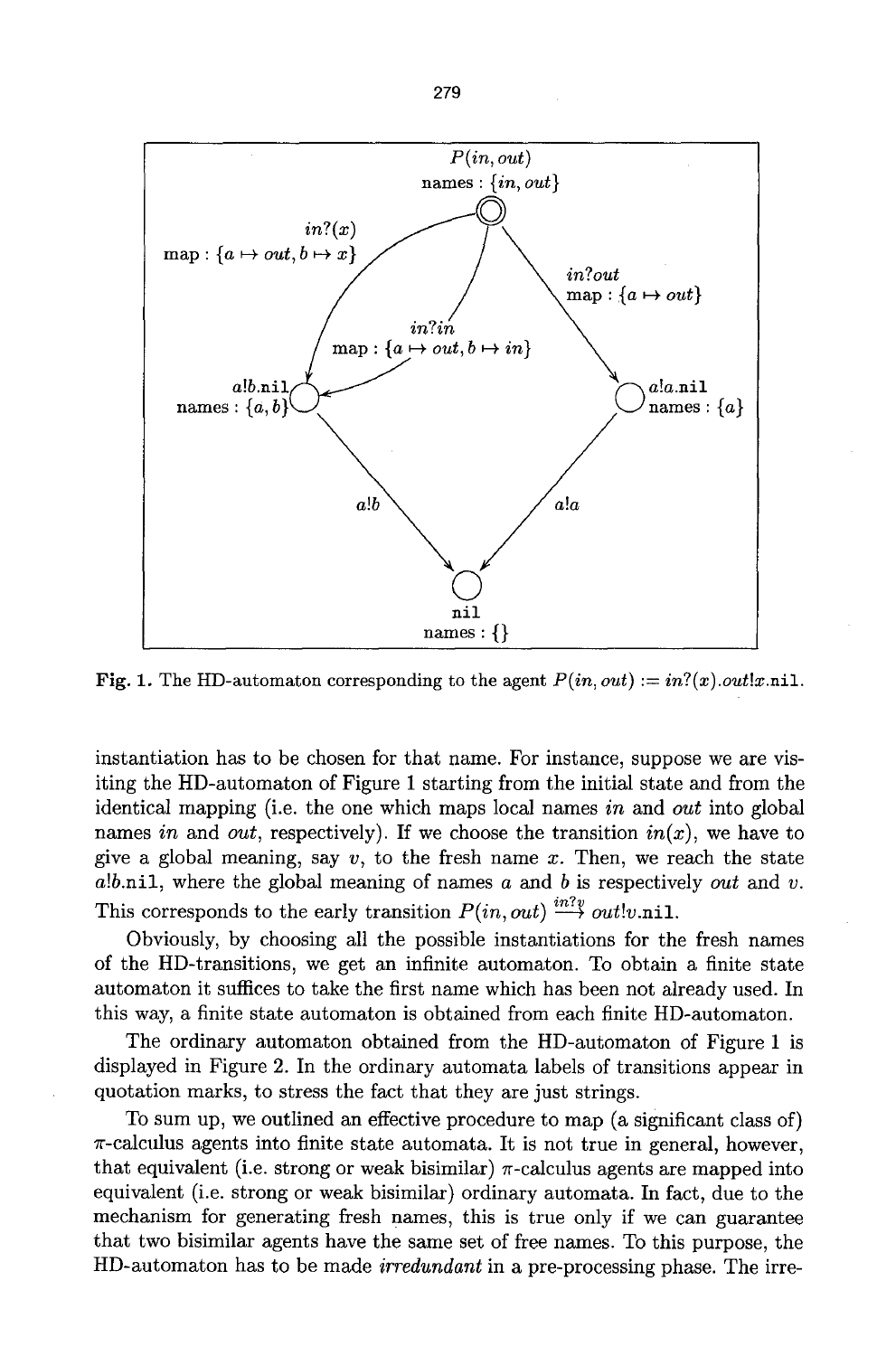Fig. 1. The HD-automaton corresponding to the agent $P(in, out) := in?(x).out!x.\mathtt{nil}$.

instantiation has to be chosen for that name. For instance, suppose we are visiting the HD-automaton of Figure 1 starting from the initial state and from the identical mapping (i.e. the one which maps local names *in* and *out* into global names *in* and *out*, respectively). If we choose the transition $in(x)$, we have to give a global meaning, say $v$, to the fresh name $x$. Then, we reach the state $a!b.\mathtt{nil}$, where the global meaning of names $a$ and $b$ is respectively *out* and $v$. This corresponds to the early transition $P(in, out) \xrightarrow{in?v} out!v.\mathtt{nil}$.

Obviously, by choosing all the possible instantiations for the fresh names of the HD-transitions, we get an infinite automaton. To obtain a finite state automaton it suffices to take the first name which has been not already used. In this way, a finite state automaton is obtained from each finite HD-automaton.

The ordinary automaton obtained from the HD-automaton of Figure 1 is displayed in Figure 2. In the ordinary automata labels of transitions appear in quotation marks, to stress the fact that they are just strings.

To sum up, we outlined an effective procedure to map (a significant class of) $\pi$-calculus agents into finite state automata. It is not true in general, however, that equivalent (i.e. strong or weak bisimilar) $\pi$-calculus agents are mapped into equivalent (i.e. strong or weak bisimilar) ordinary automata. In fact, due to the mechanism for generating fresh names, this is true only if we can guarantee that two bisimilar agents have the same set of free names. To this purpose, the HD-automaton has to be made *irredundant* in a pre-processing phase. The irre-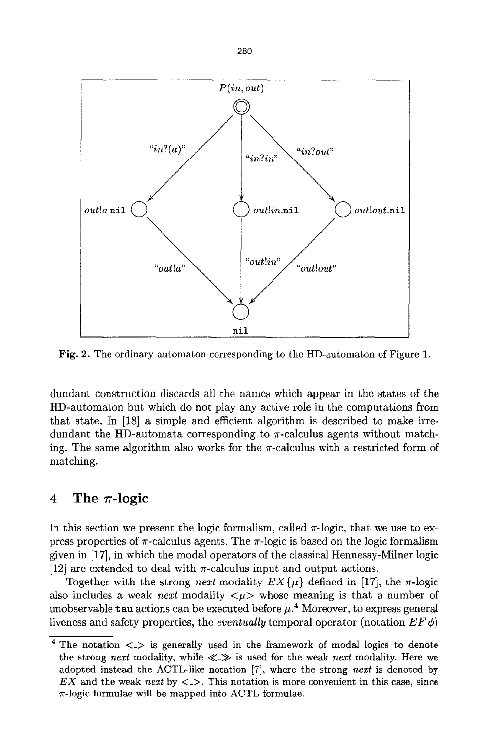Fig. 2. The ordinary automaton corresponding to the HD-automaton of Figure 1.

dundant construction discards all the names which appear in the states of the HD-automaton but which do not play any active role in the computations from that state. In [18] a simple and efficient algorithm is described to make irredundant the HD-automata corresponding to $\pi$-calculus agents without matching. The same algorithm also works for the $\pi$-calculus with a restricted form of matching.

## 4 The $\pi$-logic

In this section we present the logic formalism, called $\pi$-logic, that we use to express properties of $\pi$-calculus agents. The $\pi$-logic is based on the logic formalism given in [17], in which the modal operators of the classical Hennessy-Milner logic [12] are extended to deal with $\pi$-calculus input and output actions.

Together with the strong *next* modality $EX\{\mu\}$ defined in [17], the $\pi$-logic also includes a weak *next* modality $<\mu>$ whose meaning is that a number of unobservable tau actions can be executed before $\mu$.[4] Moreover, to express general liveness and safety properties, the *eventually* temporal operator (notation $EF\,\phi$)

[4] The notation $<\_>$ is generally used in the framework of modal logics to denote the strong *next* modality, while $\ll\_\gg$ is used for the weak *next* modality. Here we adopted instead the ACTL-like notation [7], where the strong *next* is denoted by $EX$ and the weak *next* by $<\_>$. This notation is more convenient in this case, since $\pi$-logic formulae will be mapped into ACTL formulae.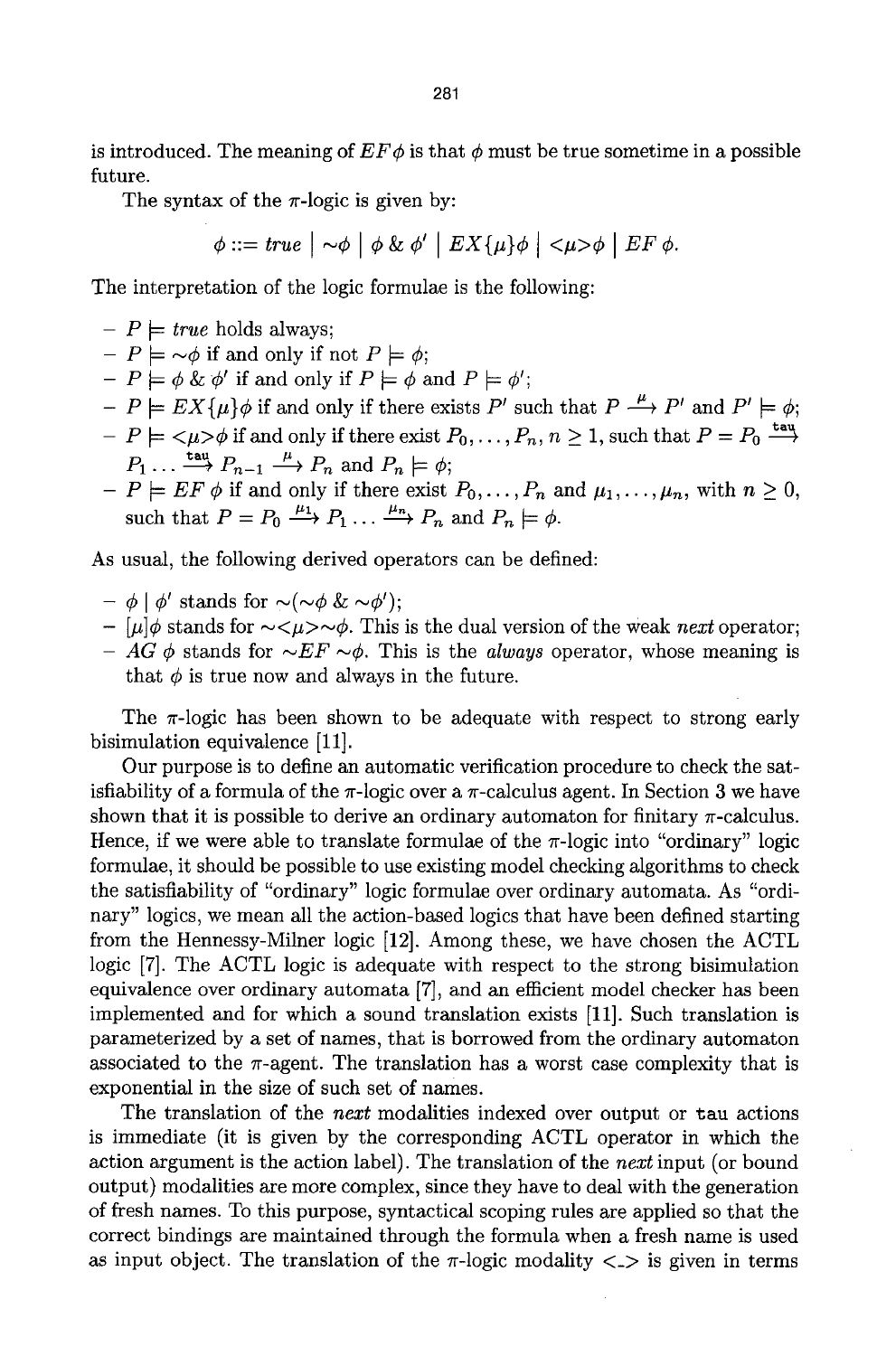is introduced. The meaning of $EF\phi$ is that $\phi$ must be true sometime in a possible future.

The syntax of the $\pi$-logic is given by:

$$\phi ::= \textit{true} \mid \sim\!\phi \mid \phi \,\&\, \phi' \mid EX\{\mu\}\phi \mid <\!\mu\!>\phi \mid EF\,\phi.$$

The interpretation of the logic formulae is the following:

- $P \models \textit{true}$ holds always;
- $P \models \sim\!\phi$ if and only if not $P \models \phi$;
- $P \models \phi \,\&\, \phi'$ if and only if $P \models \phi$ and $P \models \phi'$;
- $P \models EX\{\mu\}\phi$ if and only if there exists $P'$ such that $P \xrightarrow{\mu} P'$ and $P' \models \phi$;
- $P \models <\!\mu\!>\phi$ if and only if there exist $P_0, \ldots, P_n$, $n \geq 1$, such that $P = P_0 \xrightarrow{\mathtt{tau}} P_1 \ldots \xrightarrow{\mathtt{tau}} P_{n-1} \xrightarrow{\mu} P_n$ and $P_n \models \phi$;
- $P \models EF\,\phi$ if and only if there exist $P_0, \ldots, P_n$ and $\mu_1, \ldots, \mu_n$, with $n \geq 0$, such that $P = P_0 \xrightarrow{\mu_1} P_1 \ldots \xrightarrow{\mu_n} P_n$ and $P_n \models \phi$.

As usual, the following derived operators can be defined:

- $\phi \mid \phi'$ stands for $\sim\!(\sim\!\phi \,\&\, \sim\!\phi')$;
- $[\mu]\phi$ stands for $\sim\!<\!\mu\!>\!\sim\!\phi$. This is the dual version of the weak *next* operator;
- $AG\,\phi$ stands for $\sim\!EF\,\sim\!\phi$. This is the *always* operator, whose meaning is that $\phi$ is true now and always in the future.

The $\pi$-logic has been shown to be adequate with respect to strong early bisimulation equivalence [11].

Our purpose is to define an automatic verification procedure to check the satisfiability of a formula of the $\pi$-logic over a $\pi$-calculus agent. In Section 3 we have shown that it is possible to derive an ordinary automaton for finitary $\pi$-calculus. Hence, if we were able to translate formulae of the $\pi$-logic into "ordinary" logic formulae, it should be possible to use existing model checking algorithms to check the satisfiability of "ordinary" logic formulae over ordinary automata. As "ordinary" logics, we mean all the action-based logics that have been defined starting from the Hennessy-Milner logic [12]. Among these, we have chosen the ACTL logic [7]. The ACTL logic is adequate with respect to the strong bisimulation equivalence over ordinary automata [7], and an efficient model checker has been implemented and for which a sound translation exists [11]. Such translation is parameterized by a set of names, that is borrowed from the ordinary automaton associated to the $\pi$-agent. The translation has a worst case complexity that is exponential in the size of such set of names.

The translation of the *next* modalities indexed over output or `tau` actions is immediate (it is given by the corresponding ACTL operator in which the action argument is the action label). The translation of the *next* input (or bound output) modalities are more complex, since they have to deal with the generation of fresh names. To this purpose, syntactical scoping rules are applied so that the correct bindings are maintained through the formula when a fresh name is used as input object. The translation of the $\pi$-logic modality $<\!\_\!>$ is given in terms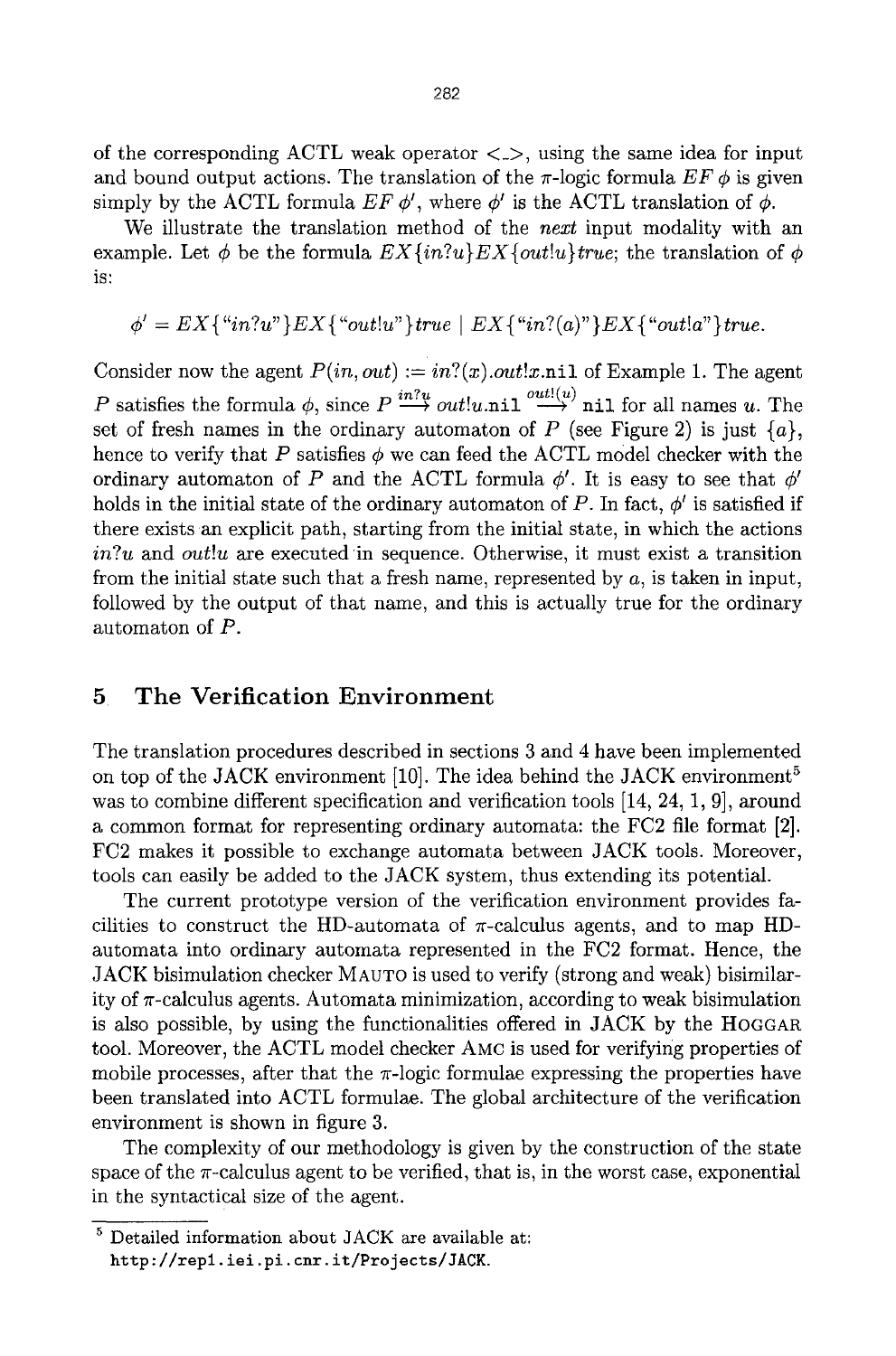of the corresponding ACTL weak operator $<\_>$, using the same idea for input and bound output actions. The translation of the $\pi$-logic formula $EF\ \phi$ is given simply by the ACTL formula $EF\ \phi'$, where $\phi'$ is the ACTL translation of $\phi$.

We illustrate the translation method of the *next* input modality with an example. Let $\phi$ be the formula $EX\{in?u\}EX\{out!u\}true$; the translation of $\phi$ is:

$$\phi' = EX\{\text{“}in?u\text{”}\}EX\{\text{“}out!u\text{”}\}true \mid EX\{\text{“}in?(a)\text{”}\}EX\{\text{“}out!a\text{”}\}true.$$

Consider now the agent $P(in, out) := in?(x).out!x.\mathtt{nil}$ of Example 1. The agent $P$ satisfies the formula $\phi$, since $P \stackrel{in?u}{\longrightarrow} out!u.\mathtt{nil} \stackrel{out!(u)}{\longrightarrow} \mathtt{nil}$ for all names $u$. The set of fresh names in the ordinary automaton of $P$ (see Figure 2) is just $\{a\}$, hence to verify that $P$ satisfies $\phi$ we can feed the ACTL model checker with the ordinary automaton of $P$ and the ACTL formula $\phi'$. It is easy to see that $\phi'$ holds in the initial state of the ordinary automaton of $P$. In fact, $\phi'$ is satisfied if there exists an explicit path, starting from the initial state, in which the actions $in?u$ and $out!u$ are executed in sequence. Otherwise, it must exist a transition from the initial state such that a fresh name, represented by $a$, is taken in input, followed by the output of that name, and this is actually true for the ordinary automaton of $P$.

## 5 The Verification Environment

The translation procedures described in sections 3 and 4 have been implemented on top of the JACK environment [10]. The idea behind the JACK environment[5] was to combine different specification and verification tools [14, 24, 1, 9], around a common format for representing ordinary automata: the FC2 file format [2]. FC2 makes it possible to exchange automata between JACK tools. Moreover, tools can easily be added to the JACK system, thus extending its potential.

The current prototype version of the verification environment provides facilities to construct the HD-automata of $\pi$-calculus agents, and to map HD-automata into ordinary automata represented in the FC2 format. Hence, the JACK bisimulation checker MAUTO is used to verify (strong and weak) bisimilarity of $\pi$-calculus agents. Automata minimization, according to weak bisimulation is also possible, by using the functionalities offered in JACK by the HOGGAR tool. Moreover, the ACTL model checker AMC is used for verifying properties of mobile processes, after that the $\pi$-logic formulae expressing the properties have been translated into ACTL formulae. The global architecture of the verification environment is shown in figure 3.

The complexity of our methodology is given by the construction of the state space of the $\pi$-calculus agent to be verified, that is, in the worst case, exponential in the syntactical size of the agent.

---

[5] Detailed information about JACK are available at: `http://repl.iei.pi.cnr.it/Projects/JACK`.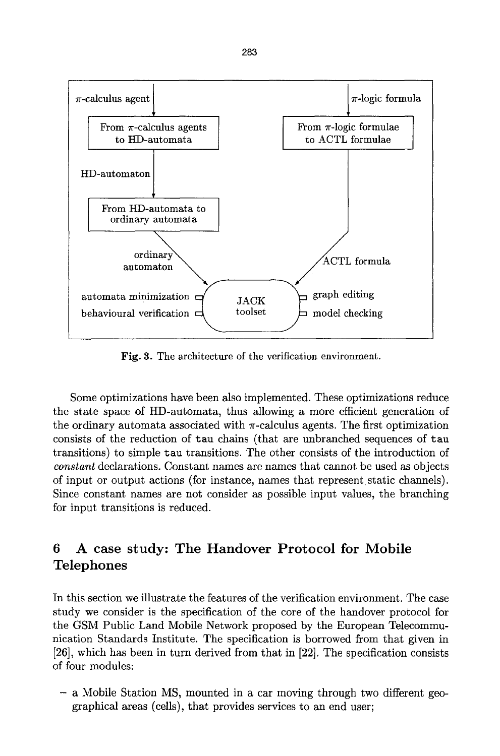π-calculus agent

From π-calculus agents to HD-automata

HD-automaton

From HD-automata to ordinary automata

ordinary automaton

π-logic formula

From π-logic formulae to ACTL formulae

ACTL formula

JACK toolset

automata minimization

behavioural verification

graph editing

model checking

**Fig. 3.** The architecture of the verification environment.

Some optimizations have been also implemented. These optimizations reduce the state space of HD-automata, thus allowing a more efficient generation of the ordinary automata associated with π-calculus agents. The first optimization consists of the reduction of `tau` chains (that are unbranched sequences of `tau` transitions) to simple `tau` transitions. The other consists of the introduction of *constant* declarations. Constant names are names that cannot be used as objects of input or output actions (for instance, names that represent static channels). Since constant names are not consider as possible input values, the branching for input transitions is reduced.

## 6 A case study: The Handover Protocol for Mobile Telephones

In this section we illustrate the features of the verification environment. The case study we consider is the specification of the core of the handover protocol for the GSM Public Land Mobile Network proposed by the European Telecommunication Standards Institute. The specification is borrowed from that given in [26], which has been in turn derived from that in [22]. The specification consists of four modules:

- a Mobile Station MS, mounted in a car moving through two different geographical areas (cells), that provides services to an end user;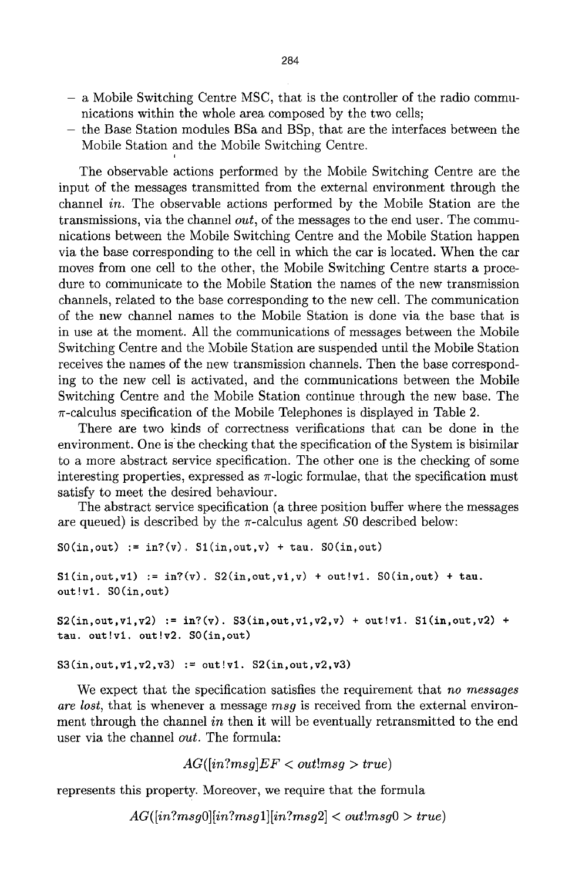- a Mobile Switching Centre MSC, that is the controller of the radio communications within the whole area composed by the two cells;
- the Base Station modules BSa and BSp, that are the interfaces between the Mobile Station and the Mobile Switching Centre.

The observable actions performed by the Mobile Switching Centre are the input of the messages transmitted from the external environment through the channel *in*. The observable actions performed by the Mobile Station are the transmissions, via the channel *out*, of the messages to the end user. The communications between the Mobile Switching Centre and the Mobile Station happen via the base corresponding to the cell in which the car is located. When the car moves from one cell to the other, the Mobile Switching Centre starts a procedure to communicate to the Mobile Station the names of the new transmission channels, related to the base corresponding to the new cell. The communication of the new channel names to the Mobile Station is done via the base that is in use at the moment. All the communications of messages between the Mobile Switching Centre and the Mobile Station are suspended until the Mobile Station receives the names of the new transmission channels. Then the base corresponding to the new cell is activated, and the communications between the Mobile Switching Centre and the Mobile Station continue through the new base. The $\pi$-calculus specification of the Mobile Telephones is displayed in Table 2.

There are two kinds of correctness verifications that can be done in the environment. One is the checking that the specification of the System is bisimilar to a more abstract service specification. The other one is the checking of some interesting properties, expressed as $\pi$-logic formulae, that the specification must satisfy to meet the desired behaviour.

The abstract service specification (a three position buffer where the messages are queued) is described by the $\pi$-calculus agent $S0$ described below:

```
S0(in,out) := in?(v). S1(in,out,v) + tau. S0(in,out)

S1(in,out,v1) := in?(v). S2(in,out,v1,v) + out!v1. S0(in,out) + tau.
out!v1. S0(in,out)

S2(in,out,v1,v2) := in?(v). S3(in,out,v1,v2,v) + out!v1. S1(in,out,v2) +
tau. out!v1. out!v2. S0(in,out)

S3(in,out,v1,v2,v3) := out!v1. S2(in,out,v2,v3)
```

We expect that the specification satisfies the requirement that *no messages are lost*, that is whenever a message *msg* is received from the external environment through the channel *in* then it will be eventually retransmitted to the end user via the channel *out*. The formula:

$$AG([in?msg]EF < out!msg > true)$$

represents this property. Moreover, we require that the formula

$$AG([in?msg0][in?msg1][in?msg2] < out!msg0 > true)$$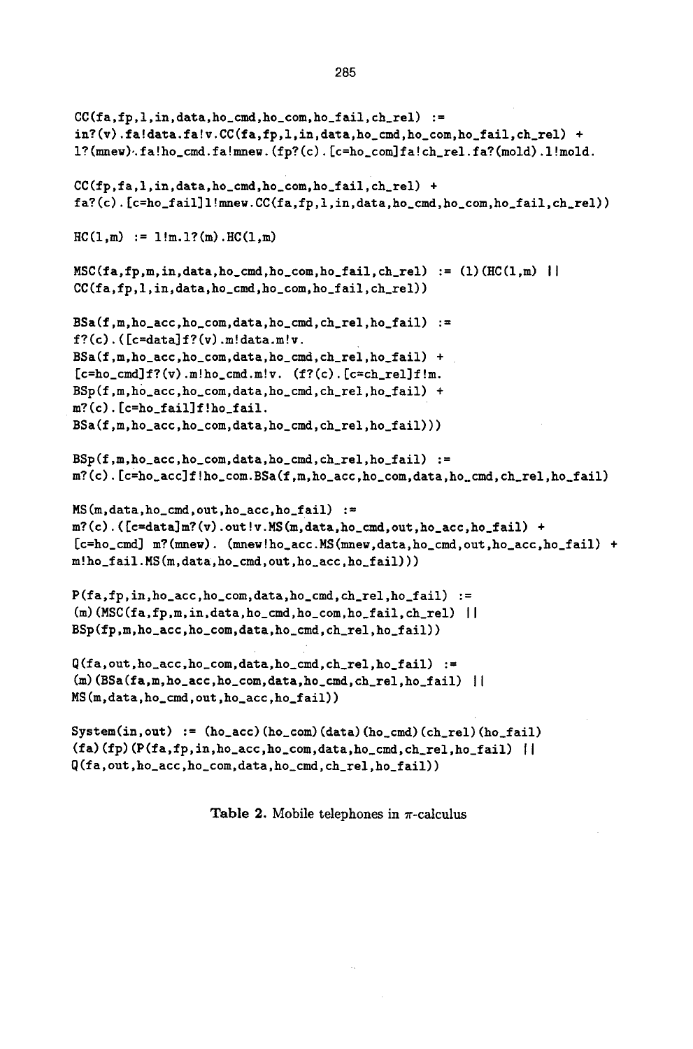```
CC(fa,fp,l,in,data,ho_cmd,ho_com,ho_fail,ch_rel) :=
in?(v).fa!data.fa!v.CC(fa,fp,l,in,data,ho_cmd,ho_com,ho_fail,ch_rel) +
l?(mnew).fa!ho_cmd.fa!mnew.(fp?(c).[c=ho_com]fa!ch_rel.fa?(mold).l!mold.

CC(fp,fa,l,in,data,ho_cmd,ho_com,ho_fail,ch_rel) +
fa?(c).[c=ho_fail]l!mnew.CC(fa,fp,l,in,data,ho_cmd,ho_com,ho_fail,ch_rel))

HC(l,m) := l!m.l?(m).HC(l,m)

MSC(fa,fp,m,in,data,ho_cmd,ho_com,ho_fail,ch_rel) := (l)(HC(l,m) ||
CC(fa,fp,l,in,data,ho_cmd,ho_com,ho_fail,ch_rel))

BSa(f,m,ho_acc,ho_com,data,ho_cmd,ch_rel,ho_fail) :=
f?(c).([c=data]f?(v).m!data.m!v.
BSa(f,m,ho_acc,ho_com,data,ho_cmd,ch_rel,ho_fail) +
[c=ho_cmd]f?(v).m!ho_cmd.m!v. (f?(c).[c=ch_rel]f!m.
BSp(f,m,ho_acc,ho_com,data,ho_cmd,ch_rel,ho_fail) +
m?(c).[c=ho_fail]f!ho_fail.
BSa(f,m,ho_acc,ho_com,data,ho_cmd,ch_rel,ho_fail)))

BSp(f,m,ho_acc,ho_com,data,ho_cmd,ch_rel,ho_fail) :=
m?(c).[c=ho_acc]f!ho_com.BSa(f,m,ho_acc,ho_com,data,ho_cmd,ch_rel,ho_fail)

MS(m,data,ho_cmd,out,ho_acc,ho_fail) :=
m?(c).([c=data]m?(v).out!v.MS(m,data,ho_cmd,out,ho_acc,ho_fail) +
[c=ho_cmd] m?(mnew). (mnew!ho_acc.MS(mnew,data,ho_cmd,out,ho_acc,ho_fail) +
m!ho_fail.MS(m,data,ho_cmd,out,ho_acc,ho_fail)))

P(fa,fp,in,ho_acc,ho_com,data,ho_cmd,ch_rel,ho_fail) :=
(m)(MSC(fa,fp,m,in,data,ho_cmd,ho_com,ho_fail,ch_rel) ||
BSp(fp,m,ho_acc,ho_com,data,ho_cmd,ch_rel,ho_fail))

Q(fa,out,ho_acc,ho_com,data,ho_cmd,ch_rel,ho_fail) :=
(m)(BSa(fa,m,ho_acc,ho_com,data,ho_cmd,ch_rel,ho_fail) ||
MS(m,data,ho_cmd,out,ho_acc,ho_fail))

System(in,out) := (ho_acc)(ho_com)(data)(ho_cmd)(ch_rel)(ho_fail)
(fa)(fp)(P(fa,fp,in,ho_acc,ho_com,data,ho_cmd,ch_rel,ho_fail) ||
Q(fa,out,ho_acc,ho_com,data,ho_cmd,ch_rel,ho_fail))
```

**Table 2.** Mobile telephones in $\pi$-calculus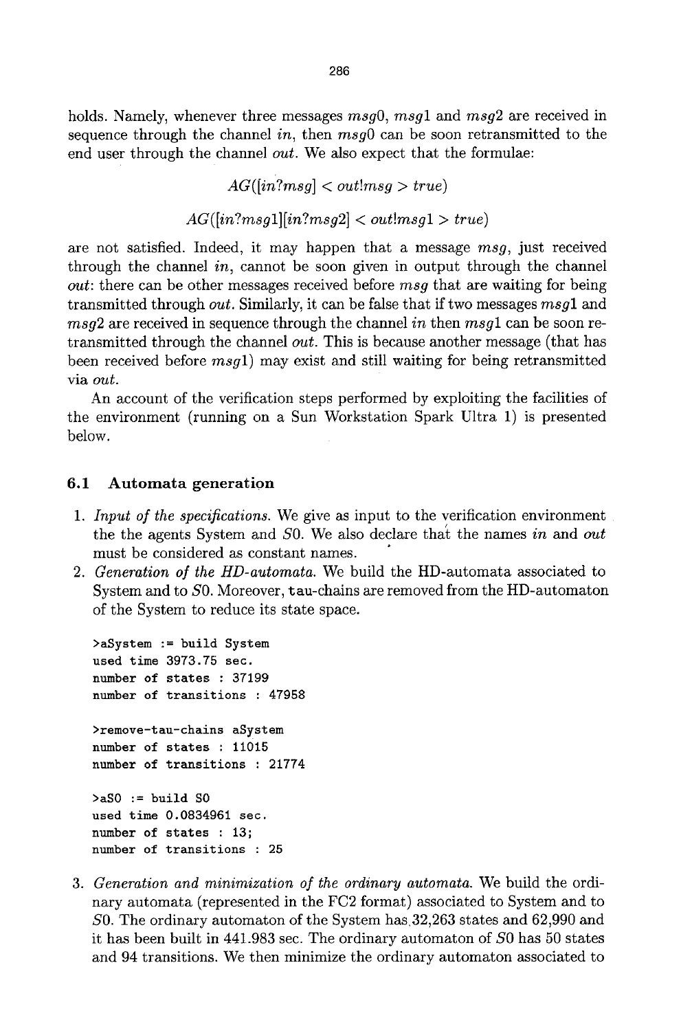holds. Namely, whenever three messages *msg0*, *msg1* and *msg2* are received in sequence through the channel *in*, then *msg0* can be soon retransmitted to the end user through the channel *out*. We also expect that the formulae:

$$AG([in?msg] < out!msg > true)$$

$$AG([in?msg1][in?msg2] < out!msg1 > true)$$

are not satisfied. Indeed, it may happen that a message *msg*, just received through the channel *in*, cannot be soon given in output through the channel *out*: there can be other messages received before *msg* that are waiting for being transmitted through *out*. Similarly, it can be false that if two messages *msg1* and *msg2* are received in sequence through the channel *in* then *msg1* can be soon retransmitted through the channel *out*. This is because another message (that has been received before *msg1*) may exist and still waiting for being retransmitted via *out*.

An account of the verification steps performed by exploiting the facilities of the environment (running on a Sun Workstation Spark Ultra 1) is presented below.

### 6.1 Automata generation

1. *Input of the specifications.* We give as input to the verification environment the the agents System and *S0*. We also declare that the names *in* and *out* must be considered as constant names.
2. *Generation of the HD-automata.* We build the HD-automata associated to System and to *S0*. Moreover, tau-chains are removed from the HD-automaton of the System to reduce its state space.

```
>aSystem := build System
used time 3973.75 sec.
number of states : 37199
number of transitions : 47958

>remove-tau-chains aSystem
number of states : 11015
number of transitions : 21774

>aS0 := build S0
used time 0.0834961 sec.
number of states : 13;
number of transitions : 25
```

3. *Generation and minimization of the ordinary automata.* We build the ordinary automata (represented in the FC2 format) associated to System and to *S0*. The ordinary automaton of the System has 32,263 states and 62,990 and it has been built in 441.983 sec. The ordinary automaton of *S0* has 50 states and 94 transitions. We then minimize the ordinary automaton associated to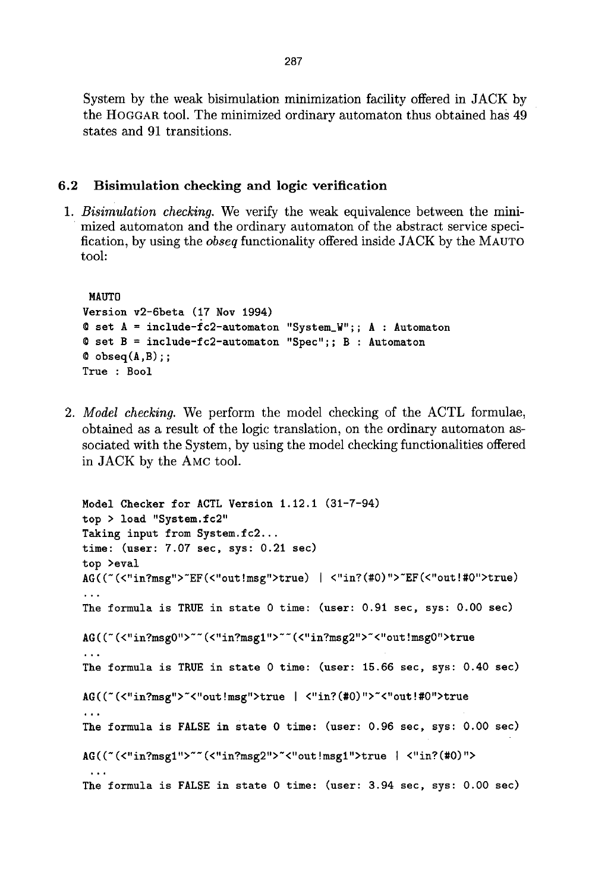System by the weak bisimulation minimization facility offered in JACK by the HOGGAR tool. The minimized ordinary automaton thus obtained has 49 states and 91 transitions.

### 6.2 Bisimulation checking and logic verification

1. *Bisimulation checking.* We verify the weak equivalence between the minimized automaton and the ordinary automaton of the abstract service specification, by using the *obseq* functionality offered inside JACK by the MAUTO tool:

```
 MAUTO
Version v2-6beta (17 Nov 1994)
@ set A = include-fc2-automaton "System_W";; A : Automaton
@ set B = include-fc2-automaton "Spec";; B : Automaton
@ obseq(A,B);;
True : Bool
```

2. *Model checking.* We perform the model checking of the ACTL formulae, obtained as a result of the logic translation, on the ordinary automaton associated with the System, by using the model checking functionalities offered in JACK by the AMC tool.

```
Model Checker for ACTL Version 1.12.1 (31-7-94)
top > load "System.fc2"
Taking input from System.fc2...
time: (user: 7.07 sec, sys: 0.21 sec)
top >eval
AG((~(<"in?msg">~EF(<"out!msg">true) | <"in?(#0)">~EF(<"out!#0">true)
...
The formula is TRUE in state 0 time: (user: 0.91 sec, sys: 0.00 sec)

AG((~(<"in?msg0">~~(<"in?msg1">~~(<"in?msg2">~<"out!msg0">true
...
The formula is TRUE in state 0 time: (user: 15.66 sec, sys: 0.40 sec)

AG((~(<"in?msg">~<"out!msg">true | <"in?(#0)">~<"out!#0">true
...
The formula is FALSE in state 0 time: (user: 0.96 sec, sys: 0.00 sec)

AG((~(<"in?msg1">~~(<"in?msg2">~<"out!msg1">true | <"in?(#0)">
 ...
The formula is FALSE in state 0 time: (user: 3.94 sec, sys: 0.00 sec)
```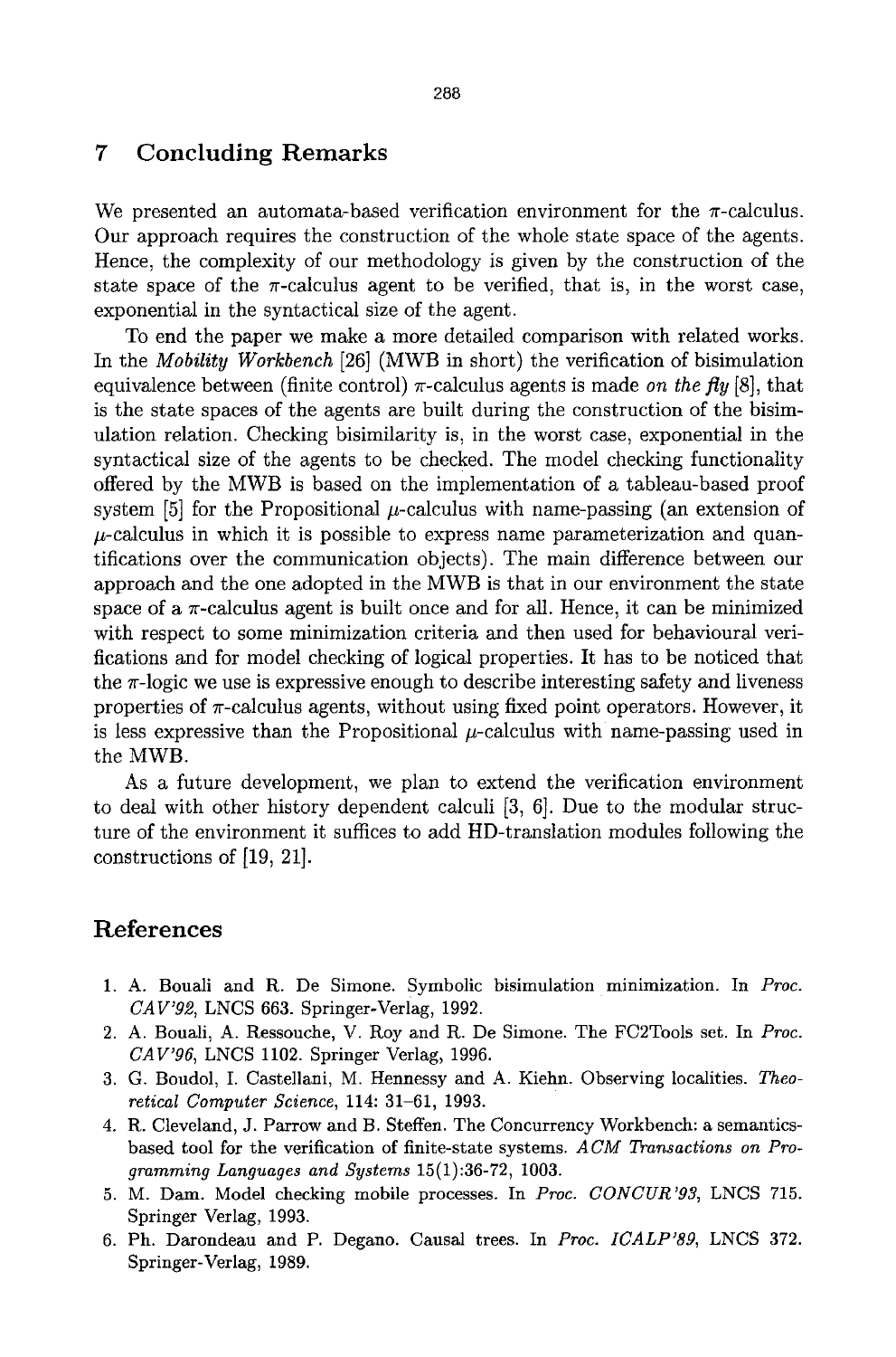## 7 Concluding Remarks

We presented an automata-based verification environment for the $\pi$-calculus. Our approach requires the construction of the whole state space of the agents. Hence, the complexity of our methodology is given by the construction of the state space of the $\pi$-calculus agent to be verified, that is, in the worst case, exponential in the syntactical size of the agent.

To end the paper we make a more detailed comparison with related works. In the *Mobility Workbench* [26] (MWB in short) the verification of bisimulation equivalence between (finite control) $\pi$-calculus agents is made *on the fly* [8], that is the state spaces of the agents are built during the construction of the bisimulation relation. Checking bisimilarity is, in the worst case, exponential in the syntactical size of the agents to be checked. The model checking functionality offered by the MWB is based on the implementation of a tableau-based proof system [5] for the Propositional $\mu$-calculus with name-passing (an extension of $\mu$-calculus in which it is possible to express name parameterization and quantifications over the communication objects). The main difference between our approach and the one adopted in the MWB is that in our environment the state space of a $\pi$-calculus agent is built once and for all. Hence, it can be minimized with respect to some minimization criteria and then used for behavioural verifications and for model checking of logical properties. It has to be noticed that the $\pi$-logic we use is expressive enough to describe interesting safety and liveness properties of $\pi$-calculus agents, without using fixed point operators. However, it is less expressive than the Propositional $\mu$-calculus with name-passing used in the MWB.

As a future development, we plan to extend the verification environment to deal with other history dependent calculi [3, 6]. Due to the modular structure of the environment it suffices to add HD-translation modules following the constructions of [19, 21].

## References

1. A. Bouali and R. De Simone. Symbolic bisimulation minimization. In *Proc. CAV'92*, LNCS 663. Springer-Verlag, 1992.
2. A. Bouali, A. Ressouche, V. Roy and R. De Simone. The FC2Tools set. In *Proc. CAV'96*, LNCS 1102. Springer Verlag, 1996.
3. G. Boudol, I. Castellani, M. Hennessy and A. Kiehn. Observing localities. *Theoretical Computer Science*, 114: 31–61, 1993.
4. R. Cleveland, J. Parrow and B. Steffen. The Concurrency Workbench: a semantics-based tool for the verification of finite-state systems. *ACM Transactions on Programming Languages and Systems* 15(1):36-72, 1003.
5. M. Dam. Model checking mobile processes. In *Proc. CONCUR'93*, LNCS 715. Springer Verlag, 1993.
6. Ph. Darondeau and P. Degano. Causal trees. In *Proc. ICALP'89*, LNCS 372. Springer-Verlag, 1989.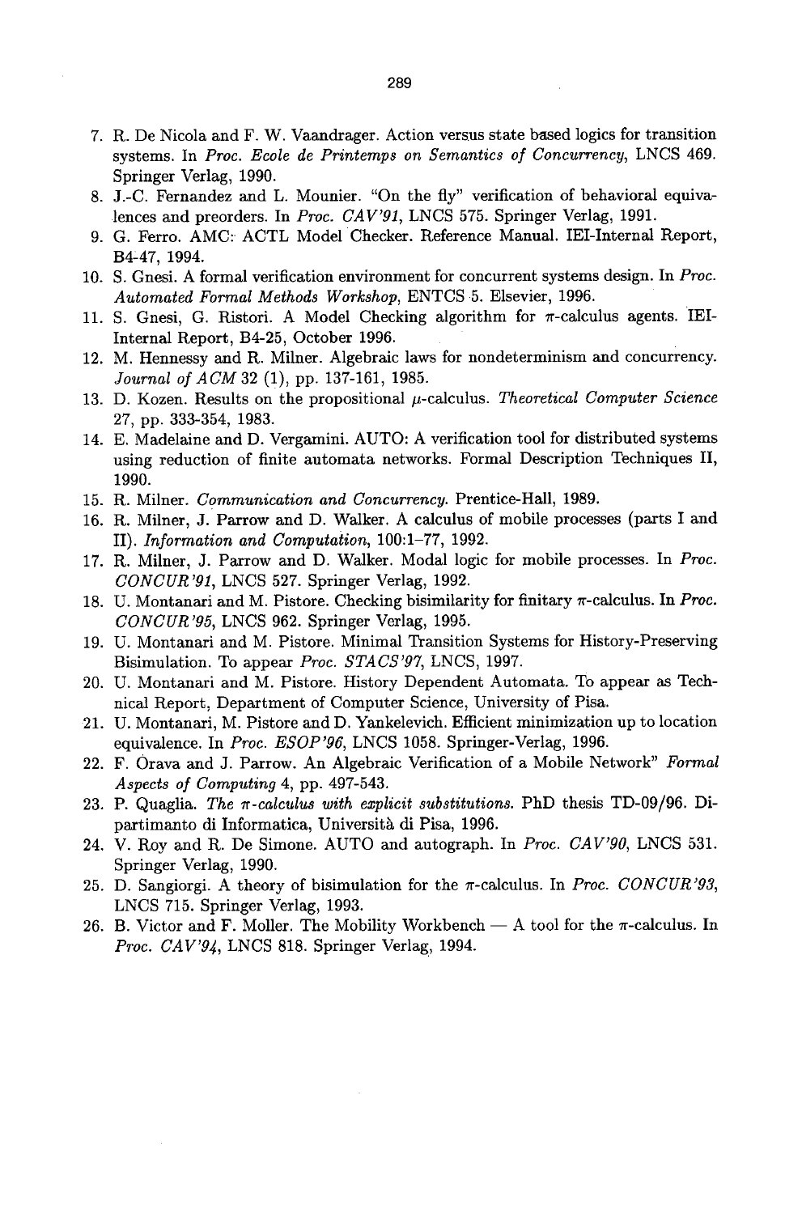7. R. De Nicola and F. W. Vaandrager. Action versus state based logics for transition systems. In *Proc. Ecole de Printemps on Semantics of Concurrency*, LNCS 469. Springer Verlag, 1990.
8. J.-C. Fernandez and L. Mounier. "On the fly" verification of behavioral equivalences and preorders. In *Proc. CAV'91*, LNCS 575. Springer Verlag, 1991.
9. G. Ferro. AMC: ACTL Model Checker. Reference Manual. IEI-Internal Report, B4-47, 1994.
10. S. Gnesi. A formal verification environment for concurrent systems design. In *Proc. Automated Formal Methods Workshop*, ENTCS 5. Elsevier, 1996.
11. S. Gnesi, G. Ristori. A Model Checking algorithm for $\pi$-calculus agents. IEI-Internal Report, B4-25, October 1996.
12. M. Hennessy and R. Milner. Algebraic laws for nondeterminism and concurrency. *Journal of ACM* 32 (1), pp. 137-161, 1985.
13. D. Kozen. Results on the propositional $\mu$-calculus. *Theoretical Computer Science* 27, pp. 333-354, 1983.
14. E. Madelaine and D. Vergamini. AUTO: A verification tool for distributed systems using reduction of finite automata networks. Formal Description Techniques II, 1990.
15. R. Milner. *Communication and Concurrency.* Prentice-Hall, 1989.
16. R. Milner, J. Parrow and D. Walker. A calculus of mobile processes (parts I and II). *Information and Computation*, 100:1–77, 1992.
17. R. Milner, J. Parrow and D. Walker. Modal logic for mobile processes. In *Proc. CONCUR'91*, LNCS 527. Springer Verlag, 1992.
18. U. Montanari and M. Pistore. Checking bisimilarity for finitary $\pi$-calculus. In *Proc. CONCUR'95*, LNCS 962. Springer Verlag, 1995.
19. U. Montanari and M. Pistore. Minimal Transition Systems for History-Preserving Bisimulation. To appear *Proc. STACS'97*, LNCS, 1997.
20. U. Montanari and M. Pistore. History Dependent Automata. To appear as Technical Report, Department of Computer Science, University of Pisa.
21. U. Montanari, M. Pistore and D. Yankelevich. Efficient minimization up to location equivalence. In *Proc. ESOP'96*, LNCS 1058. Springer-Verlag, 1996.
22. F. Orava and J. Parrow. An Algebraic Verification of a Mobile Network" *Formal Aspects of Computing* 4, pp. 497-543.
23. P. Quaglia. *The $\pi$-calculus with explicit substitutions.* PhD thesis TD-09/96. Dipartimanto di Informatica, Università di Pisa, 1996.
24. V. Roy and R. De Simone. AUTO and autograph. In *Proc. CAV'90*, LNCS 531. Springer Verlag, 1990.
25. D. Sangiorgi. A theory of bisimulation for the $\pi$-calculus. In *Proc. CONCUR'93*, LNCS 715. Springer Verlag, 1993.
26. B. Victor and F. Moller. The Mobility Workbench — A tool for the $\pi$-calculus. In *Proc. CAV'94*, LNCS 818. Springer Verlag, 1994.